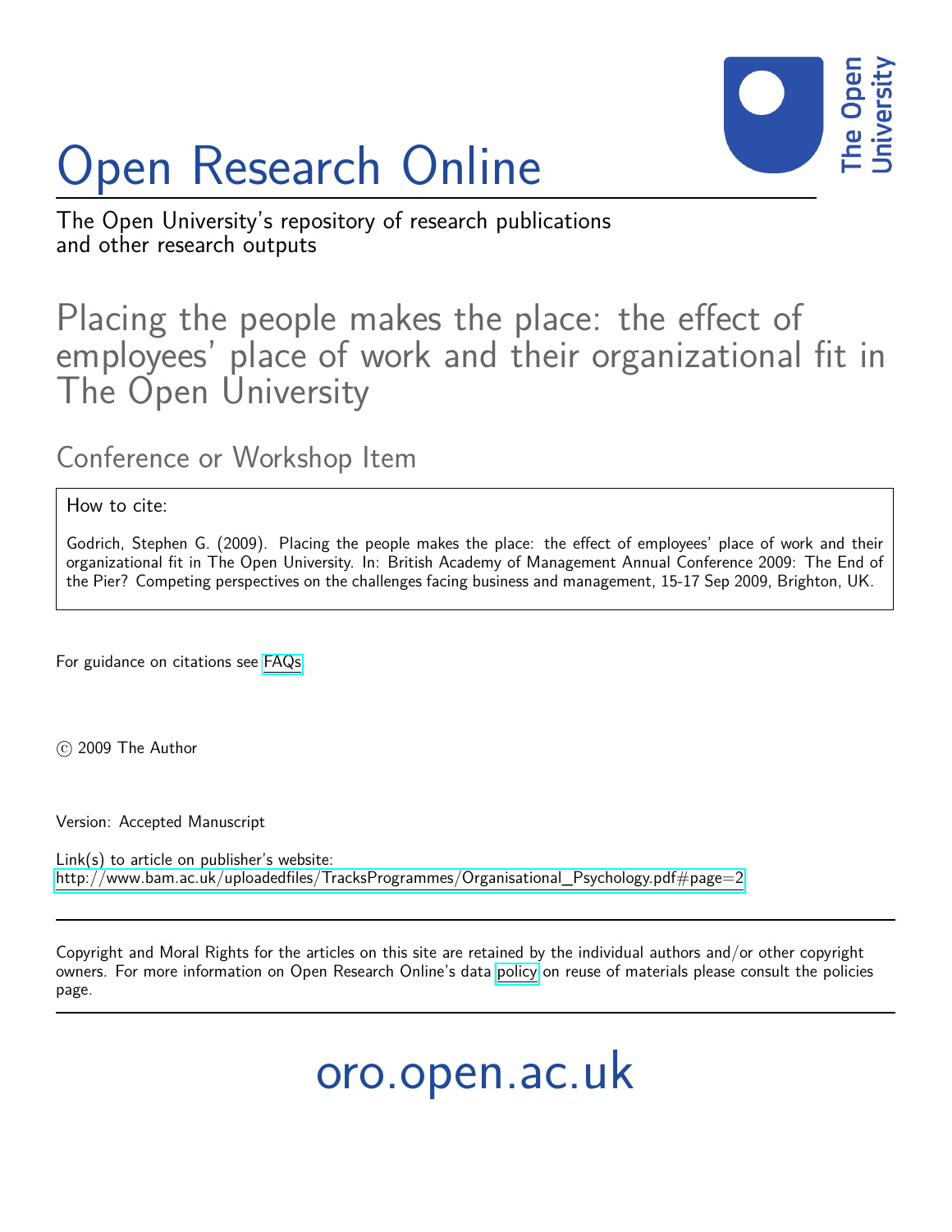# Open Research Online

The Open University's repository of research publications and other research outputs

## Placing the people makes the place: the effect of employees' place of work and their organizational fit in The Open University

### Conference or Workshop Item

How to cite:

Godrich, Stephen G. (2009). Placing the people makes the place: the effect of employees' place of work and their organizational fit in The Open University. In: British Academy of Management Annual Conference 2009: The End of the Pier? Competing perspectives on the challenges facing business and management, 15-17 Sep 2009, Brighton, UK.

For guidance on citations see FAQs.

© 2009 The Author

Version: Accepted Manuscript

Link(s) to article on publisher's website:
http://www.bam.ac.uk/uploadedfiles/TracksProgrammes/Organisational_Psychology.pdf#page=2

Copyright and Moral Rights for the articles on this site are retained by the individual authors and/or other copyright owners. For more information on Open Research Online's data policy on reuse of materials please consult the policies page.

oro.open.ac.uk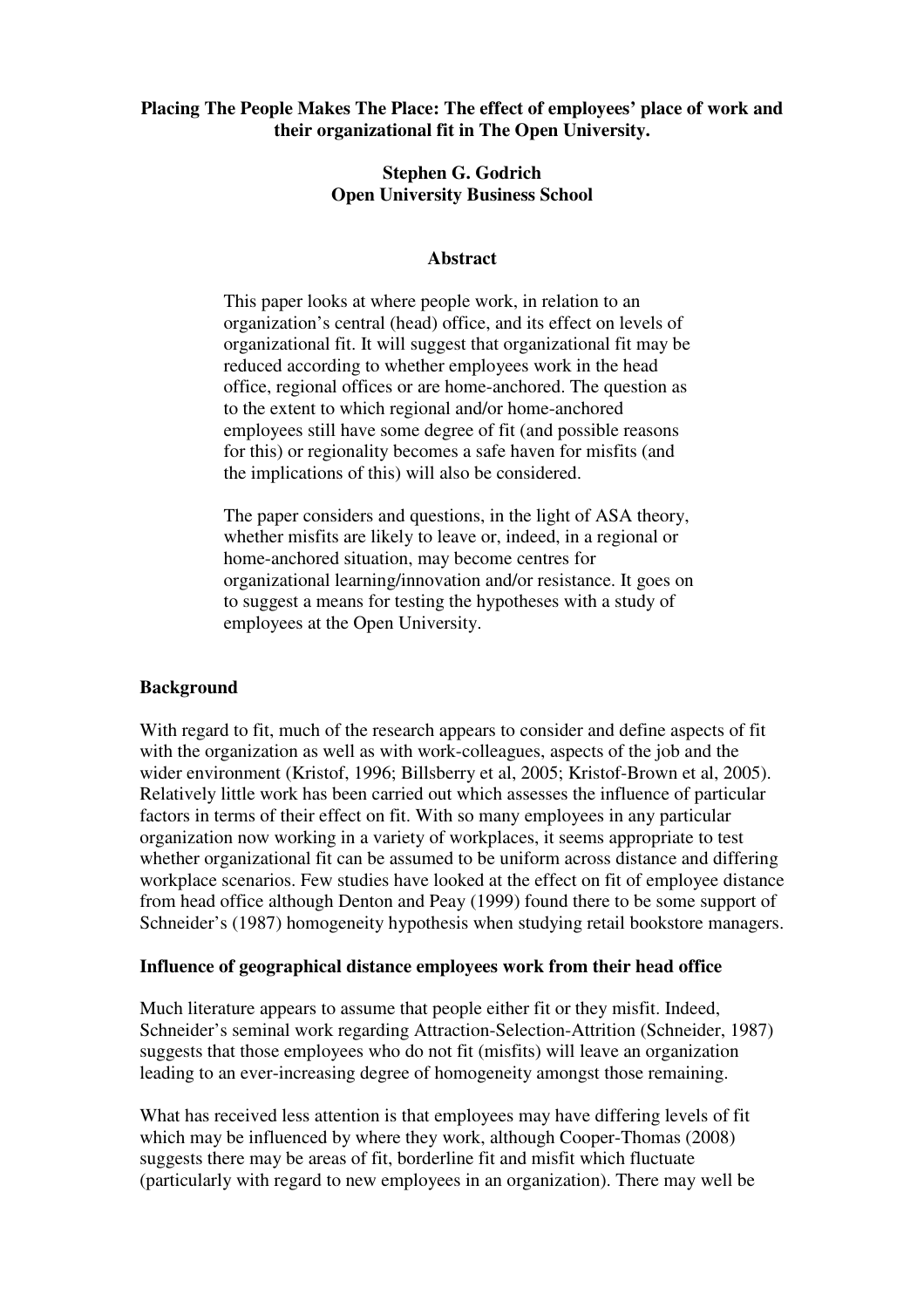**Placing The People Makes The Place: The effect of employees' place of work and their organizational fit in The Open University.**

**Stephen G. Godrich**
**Open University Business School**

**Abstract**

This paper looks at where people work, in relation to an organization's central (head) office, and its effect on levels of organizational fit. It will suggest that organizational fit may be reduced according to whether employees work in the head office, regional offices or are home-anchored. The question as to the extent to which regional and/or home-anchored employees still have some degree of fit (and possible reasons for this) or regionality becomes a safe haven for misfits (and the implications of this) will also be considered.

The paper considers and questions, in the light of ASA theory, whether misfits are likely to leave or, indeed, in a regional or home-anchored situation, may become centres for organizational learning/innovation and/or resistance. It goes on to suggest a means for testing the hypotheses with a study of employees at the Open University.

## Background

With regard to fit, much of the research appears to consider and define aspects of fit with the organization as well as with work-colleagues, aspects of the job and the wider environment (Kristof, 1996; Billsberry et al, 2005; Kristof-Brown et al, 2005). Relatively little work has been carried out which assesses the influence of particular factors in terms of their effect on fit. With so many employees in any particular organization now working in a variety of workplaces, it seems appropriate to test whether organizational fit can be assumed to be uniform across distance and differing workplace scenarios. Few studies have looked at the effect on fit of employee distance from head office although Denton and Peay (1999) found there to be some support of Schneider's (1987) homogeneity hypothesis when studying retail bookstore managers.

### Influence of geographical distance employees work from their head office

Much literature appears to assume that people either fit or they misfit. Indeed, Schneider's seminal work regarding Attraction-Selection-Attrition (Schneider, 1987) suggests that those employees who do not fit (misfits) will leave an organization leading to an ever-increasing degree of homogeneity amongst those remaining.

What has received less attention is that employees may have differing levels of fit which may be influenced by where they work, although Cooper-Thomas (2008) suggests there may be areas of fit, borderline fit and misfit which fluctuate (particularly with regard to new employees in an organization). There may well be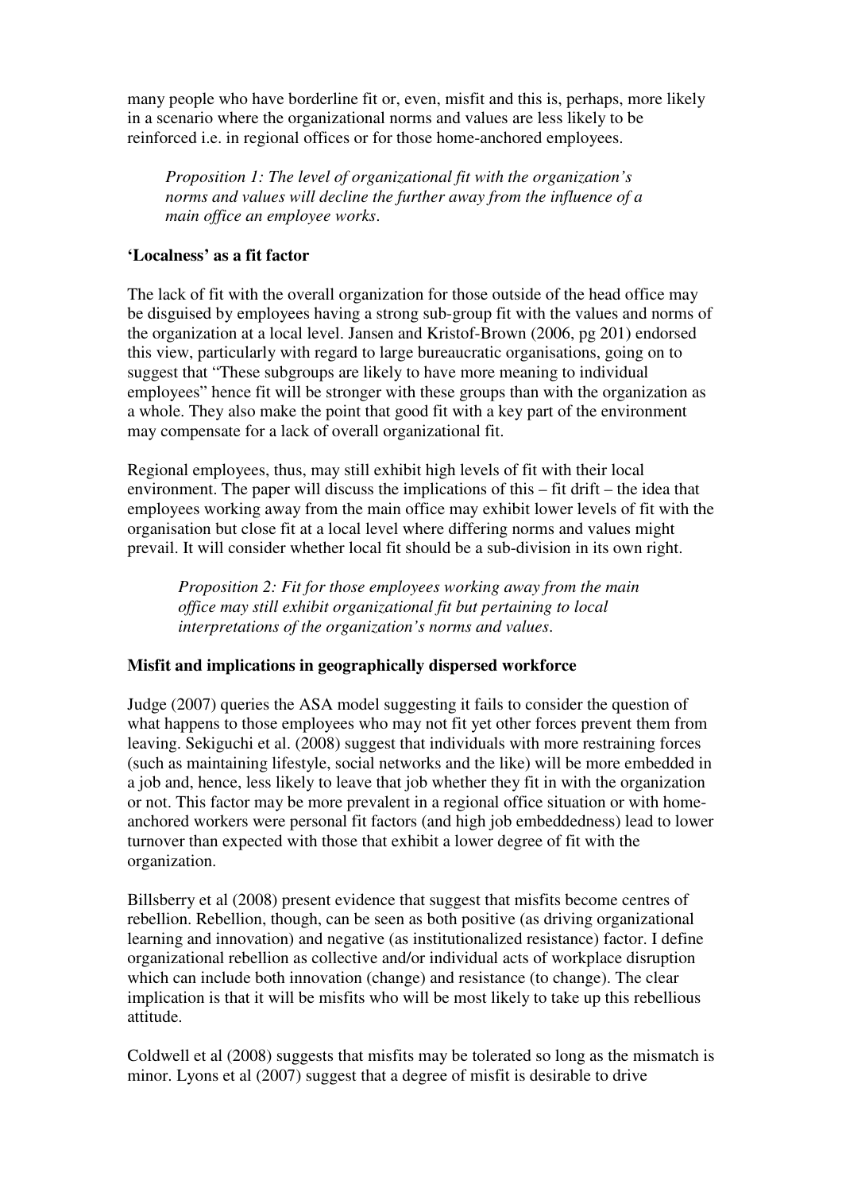many people who have borderline fit or, even, misfit and this is, perhaps, more likely in a scenario where the organizational norms and values are less likely to be reinforced i.e. in regional offices or for those home-anchored employees.

> *Proposition 1: The level of organizational fit with the organization's norms and values will decline the further away from the influence of a main office an employee works.*

**'Localness' as a fit factor**

The lack of fit with the overall organization for those outside of the head office may be disguised by employees having a strong sub-group fit with the values and norms of the organization at a local level. Jansen and Kristof-Brown (2006, pg 201) endorsed this view, particularly with regard to large bureaucratic organisations, going on to suggest that "These subgroups are likely to have more meaning to individual employees" hence fit will be stronger with these groups than with the organization as a whole. They also make the point that good fit with a key part of the environment may compensate for a lack of overall organizational fit.

Regional employees, thus, may still exhibit high levels of fit with their local environment. The paper will discuss the implications of this – fit drift – the idea that employees working away from the main office may exhibit lower levels of fit with the organisation but close fit at a local level where differing norms and values might prevail. It will consider whether local fit should be a sub-division in its own right.

> *Proposition 2: Fit for those employees working away from the main office may still exhibit organizational fit but pertaining to local interpretations of the organization's norms and values.*

**Misfit and implications in geographically dispersed workforce**

Judge (2007) queries the ASA model suggesting it fails to consider the question of what happens to those employees who may not fit yet other forces prevent them from leaving. Sekiguchi et al. (2008) suggest that individuals with more restraining forces (such as maintaining lifestyle, social networks and the like) will be more embedded in a job and, hence, less likely to leave that job whether they fit in with the organization or not. This factor may be more prevalent in a regional office situation or with home-anchored workers were personal fit factors (and high job embeddedness) lead to lower turnover than expected with those that exhibit a lower degree of fit with the organization.

Billsberry et al (2008) present evidence that suggest that misfits become centres of rebellion. Rebellion, though, can be seen as both positive (as driving organizational learning and innovation) and negative (as institutionalized resistance) factor. I define organizational rebellion as collective and/or individual acts of workplace disruption which can include both innovation (change) and resistance (to change). The clear implication is that it will be misfits who will be most likely to take up this rebellious attitude.

Coldwell et al (2008) suggests that misfits may be tolerated so long as the mismatch is minor. Lyons et al (2007) suggest that a degree of misfit is desirable to drive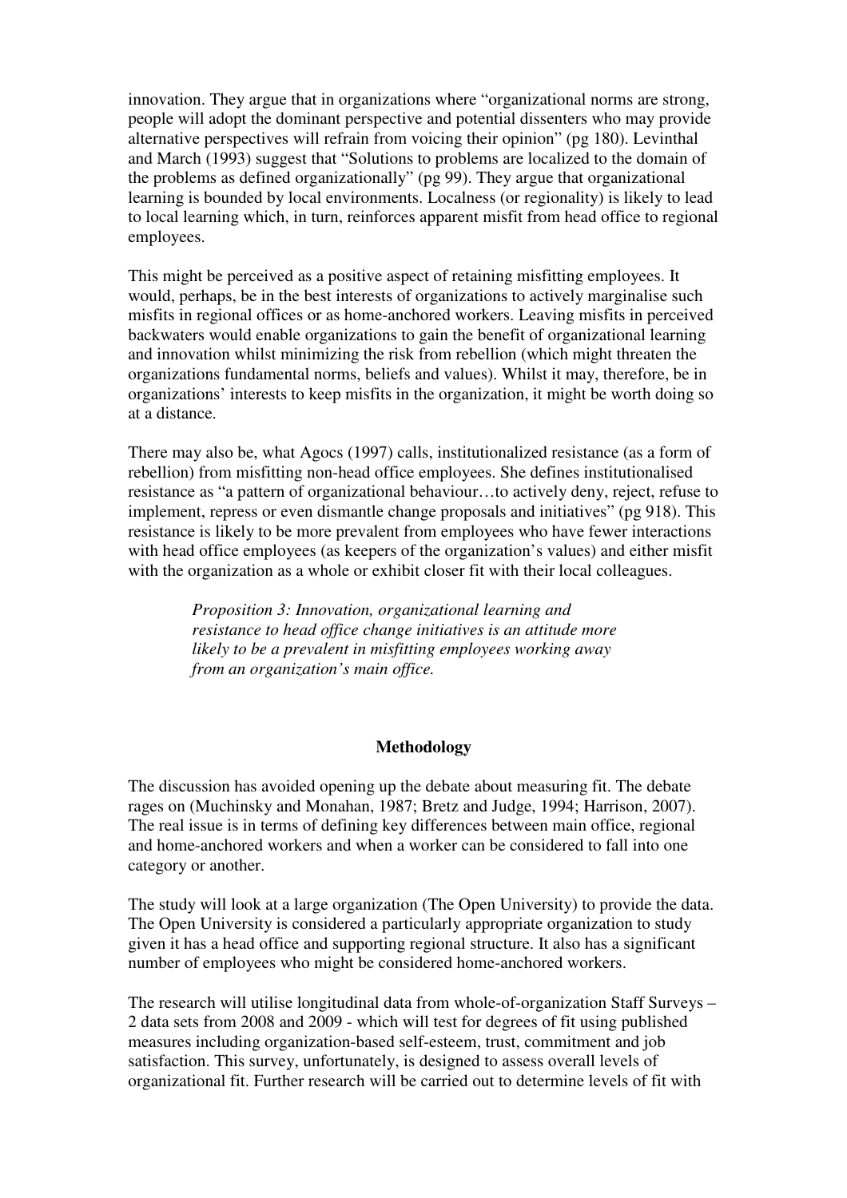innovation. They argue that in organizations where "organizational norms are strong, people will adopt the dominant perspective and potential dissenters who may provide alternative perspectives will refrain from voicing their opinion" (pg 180). Levinthal and March (1993) suggest that "Solutions to problems are localized to the domain of the problems as defined organizationally" (pg 99). They argue that organizational learning is bounded by local environments. Localness (or regionality) is likely to lead to local learning which, in turn, reinforces apparent misfit from head office to regional employees.

This might be perceived as a positive aspect of retaining misfitting employees. It would, perhaps, be in the best interests of organizations to actively marginalise such misfits in regional offices or as home-anchored workers. Leaving misfits in perceived backwaters would enable organizations to gain the benefit of organizational learning and innovation whilst minimizing the risk from rebellion (which might threaten the organizations fundamental norms, beliefs and values). Whilst it may, therefore, be in organizations' interests to keep misfits in the organization, it might be worth doing so at a distance.

There may also be, what Agocs (1997) calls, institutionalized resistance (as a form of rebellion) from misfitting non-head office employees. She defines institutionalised resistance as "a pattern of organizational behaviour…to actively deny, reject, refuse to implement, repress or even dismantle change proposals and initiatives" (pg 918). This resistance is likely to be more prevalent from employees who have fewer interactions with head office employees (as keepers of the organization's values) and either misfit with the organization as a whole or exhibit closer fit with their local colleagues.

> *Proposition 3: Innovation, organizational learning and resistance to head office change initiatives is an attitude more likely to be a prevalent in misfitting employees working away from an organization's main office.*

## Methodology

The discussion has avoided opening up the debate about measuring fit. The debate rages on (Muchinsky and Monahan, 1987; Bretz and Judge, 1994; Harrison, 2007). The real issue is in terms of defining key differences between main office, regional and home-anchored workers and when a worker can be considered to fall into one category or another.

The study will look at a large organization (The Open University) to provide the data. The Open University is considered a particularly appropriate organization to study given it has a head office and supporting regional structure. It also has a significant number of employees who might be considered home-anchored workers.

The research will utilise longitudinal data from whole-of-organization Staff Surveys – 2 data sets from 2008 and 2009 - which will test for degrees of fit using published measures including organization-based self-esteem, trust, commitment and job satisfaction. This survey, unfortunately, is designed to assess overall levels of organizational fit. Further research will be carried out to determine levels of fit with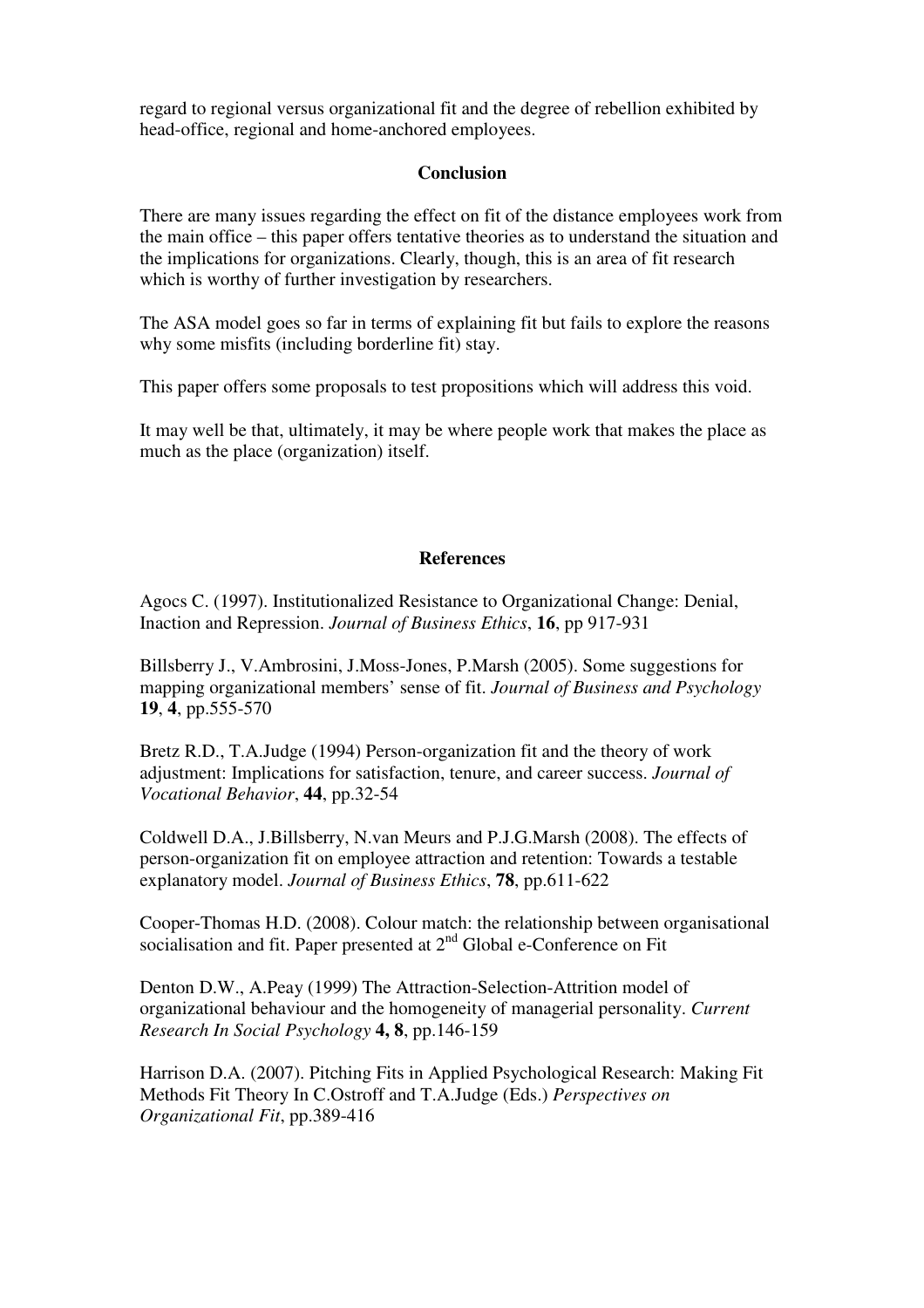regard to regional versus organizational fit and the degree of rebellion exhibited by head-office, regional and home-anchored employees.

## Conclusion

There are many issues regarding the effect on fit of the distance employees work from the main office – this paper offers tentative theories as to understand the situation and the implications for organizations. Clearly, though, this is an area of fit research which is worthy of further investigation by researchers.

The ASA model goes so far in terms of explaining fit but fails to explore the reasons why some misfits (including borderline fit) stay.

This paper offers some proposals to test propositions which will address this void.

It may well be that, ultimately, it may be where people work that makes the place as much as the place (organization) itself.

## References

Agocs C. (1997). Institutionalized Resistance to Organizational Change: Denial, Inaction and Repression. *Journal of Business Ethics*, **16**, pp 917-931

Billsberry J., V.Ambrosini, J.Moss-Jones, P.Marsh (2005). Some suggestions for mapping organizational members' sense of fit. *Journal of Business and Psychology* **19**, **4**, pp.555-570

Bretz R.D., T.A.Judge (1994) Person-organization fit and the theory of work adjustment: Implications for satisfaction, tenure, and career success. *Journal of Vocational Behavior*, **44**, pp.32-54

Coldwell D.A., J.Billsberry, N.van Meurs and P.J.G.Marsh (2008). The effects of person-organization fit on employee attraction and retention: Towards a testable explanatory model. *Journal of Business Ethics*, **78**, pp.611-622

Cooper-Thomas H.D. (2008). Colour match: the relationship between organisational socialisation and fit. Paper presented at 2nd Global e-Conference on Fit

Denton D.W., A.Peay (1999) The Attraction-Selection-Attrition model of organizational behaviour and the homogeneity of managerial personality. *Current Research In Social Psychology* **4, 8**, pp.146-159

Harrison D.A. (2007). Pitching Fits in Applied Psychological Research: Making Fit Methods Fit Theory In C.Ostroff and T.A.Judge (Eds.) *Perspectives on Organizational Fit*, pp.389-416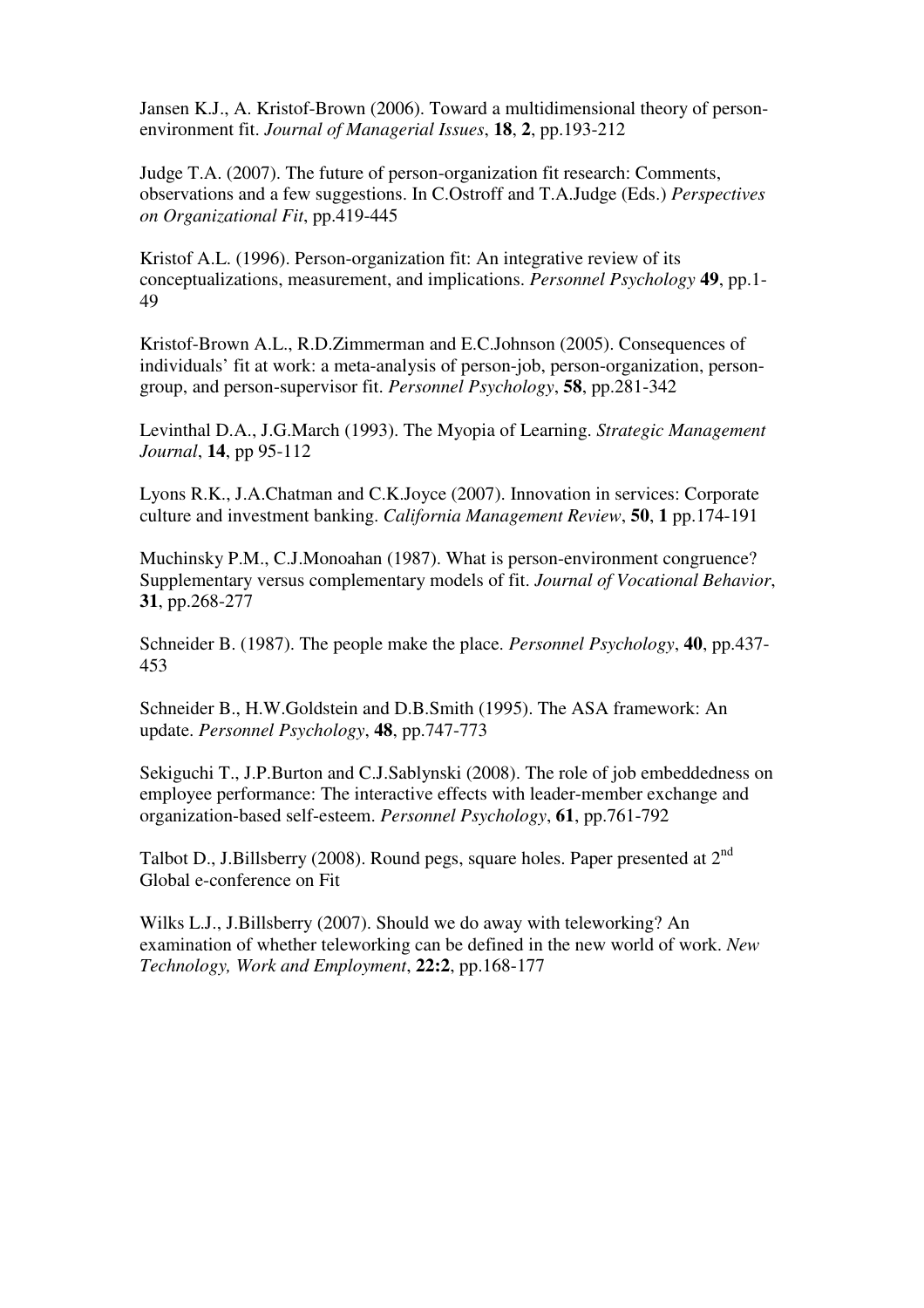Jansen K.J., A. Kristof-Brown (2006). Toward a multidimensional theory of person-environment fit. *Journal of Managerial Issues*, **18**, **2**, pp.193-212

Judge T.A. (2007). The future of person-organization fit research: Comments, observations and a few suggestions. In C.Ostroff and T.A.Judge (Eds.) *Perspectives on Organizational Fit*, pp.419-445

Kristof A.L. (1996). Person-organization fit: An integrative review of its conceptualizations, measurement, and implications. *Personnel Psychology* **49**, pp.1-49

Kristof-Brown A.L., R.D.Zimmerman and E.C.Johnson (2005). Consequences of individuals' fit at work: a meta-analysis of person-job, person-organization, person-group, and person-supervisor fit. *Personnel Psychology*, **58**, pp.281-342

Levinthal D.A., J.G.March (1993). The Myopia of Learning. *Strategic Management Journal*, **14**, pp 95-112

Lyons R.K., J.A.Chatman and C.K.Joyce (2007). Innovation in services: Corporate culture and investment banking. *California Management Review*, **50**, **1** pp.174-191

Muchinsky P.M., C.J.Monoahan (1987). What is person-environment congruence? Supplementary versus complementary models of fit. *Journal of Vocational Behavior*, **31**, pp.268-277

Schneider B. (1987). The people make the place. *Personnel Psychology*, **40**, pp.437-453

Schneider B., H.W.Goldstein and D.B.Smith (1995). The ASA framework: An update. *Personnel Psychology*, **48**, pp.747-773

Sekiguchi T., J.P.Burton and C.J.Sablynski (2008). The role of job embeddedness on employee performance: The interactive effects with leader-member exchange and organization-based self-esteem. *Personnel Psychology*, **61**, pp.761-792

Talbot D., J.Billsberry (2008). Round pegs, square holes. Paper presented at 2nd Global e-conference on Fit

Wilks L.J., J.Billsberry (2007). Should we do away with teleworking? An examination of whether teleworking can be defined in the new world of work. *New Technology, Work and Employment*, **22:2**, pp.168-177